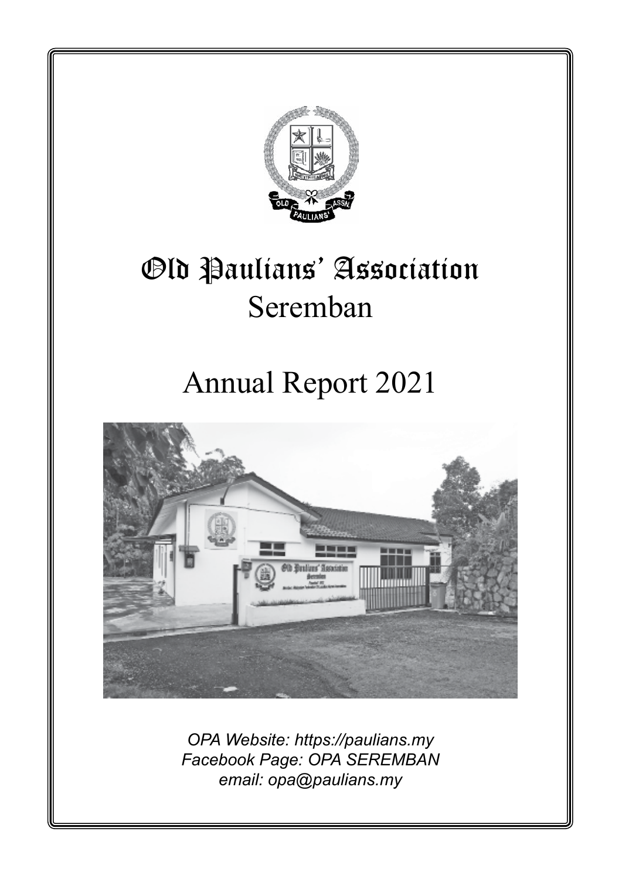# Old Paulians' Association
## Seremban

# Annual Report 2021

*OPA Website: https://paulians.my*
*Facebook Page: OPA SEREMBAN*
*email: opa@paulians.my*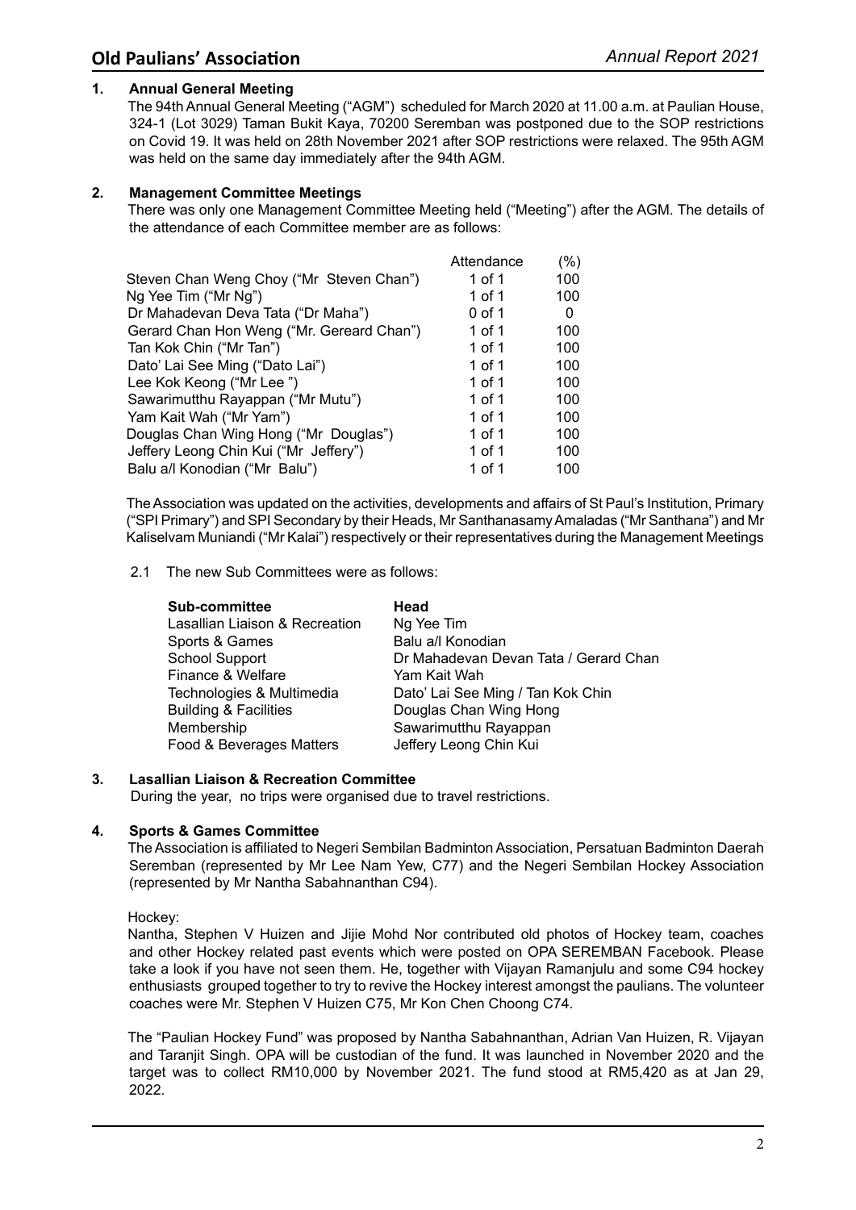## 1. Annual General Meeting

The 94th Annual General Meeting ("AGM") scheduled for March 2020 at 11.00 a.m. at Paulian House, 324-1 (Lot 3029) Taman Bukit Kaya, 70200 Seremban was postponed due to the SOP restrictions on Covid 19. It was held on 28th November 2021 after SOP restrictions were relaxed. The 95th AGM was held on the same day immediately after the 94th AGM.

## 2. Management Committee Meetings

There was only one Management Committee Meeting held ("Meeting") after the AGM. The details of the attendance of each Committee member are as follows:

| | Attendance | (%) |
|---|---|---|
| Steven Chan Weng Choy ("Mr Steven Chan") | 1 of 1 | 100 |
| Ng Yee Tim ("Mr Ng") | 1 of 1 | 100 |
| Dr Mahadevan Deva Tata ("Dr Maha") | 0 of 1 | 0 |
| Gerard Chan Hon Weng ("Mr. Gereard Chan") | 1 of 1 | 100 |
| Tan Kok Chin ("Mr Tan") | 1 of 1 | 100 |
| Dato' Lai See Ming ("Dato Lai") | 1 of 1 | 100 |
| Lee Kok Keong ("Mr Lee ") | 1 of 1 | 100 |
| Sawarimutthu Rayappan ("Mr Mutu") | 1 of 1 | 100 |
| Yam Kait Wah ("Mr Yam") | 1 of 1 | 100 |
| Douglas Chan Wing Hong ("Mr Douglas") | 1 of 1 | 100 |
| Jeffery Leong Chin Kui ("Mr Jeffery") | 1 of 1 | 100 |
| Balu a/l Konodian ("Mr Balu") | 1 of 1 | 100 |

The Association was updated on the activities, developments and affairs of St Paul's Institution, Primary ("SPI Primary") and SPI Secondary by their Heads, Mr Santhanasamy Amaladas ("Mr Santhana") and Mr Kaliselvam Muniandi ("Mr Kalai") respectively or their representatives during the Management Meetings

2.1 The new Sub Committees were as follows:

| Sub-committee | Head |
|---|---|
| Lasallian Liaison & Recreation | Ng Yee Tim |
| Sports & Games | Balu a/l Konodian |
| School Support | Dr Mahadevan Devan Tata / Gerard Chan |
| Finance & Welfare | Yam Kait Wah |
| Technologies & Multimedia | Dato' Lai See Ming / Tan Kok Chin |
| Building & Facilities | Douglas Chan Wing Hong |
| Membership | Sawarimutthu Rayappan |
| Food & Beverages Matters | Jeffery Leong Chin Kui |

## 3. Lasallian Liaison & Recreation Committee

During the year, no trips were organised due to travel restrictions.

## 4. Sports & Games Committee

The Association is affiliated to Negeri Sembilan Badminton Association, Persatuan Badminton Daerah Seremban (represented by Mr Lee Nam Yew, C77) and the Negeri Sembilan Hockey Association (represented by Mr Nantha Sabahnanthan C94).

Hockey:

Nantha, Stephen V Huizen and Jijie Mohd Nor contributed old photos of Hockey team, coaches and other Hockey related past events which were posted on OPA SEREMBAN Facebook. Please take a look if you have not seen them. He, together with Vijayan Ramanjulu and some C94 hockey enthusiasts grouped together to try to revive the Hockey interest amongst the paulians. The volunteer coaches were Mr. Stephen V Huizen C75, Mr Kon Chen Choong C74.

The "Paulian Hockey Fund" was proposed by Nantha Sabahnanthan, Adrian Van Huizen, R. Vijayan and Taranjit Singh. OPA will be custodian of the fund. It was launched in November 2020 and the target was to collect RM10,000 by November 2021. The fund stood at RM5,420 as at Jan 29, 2022.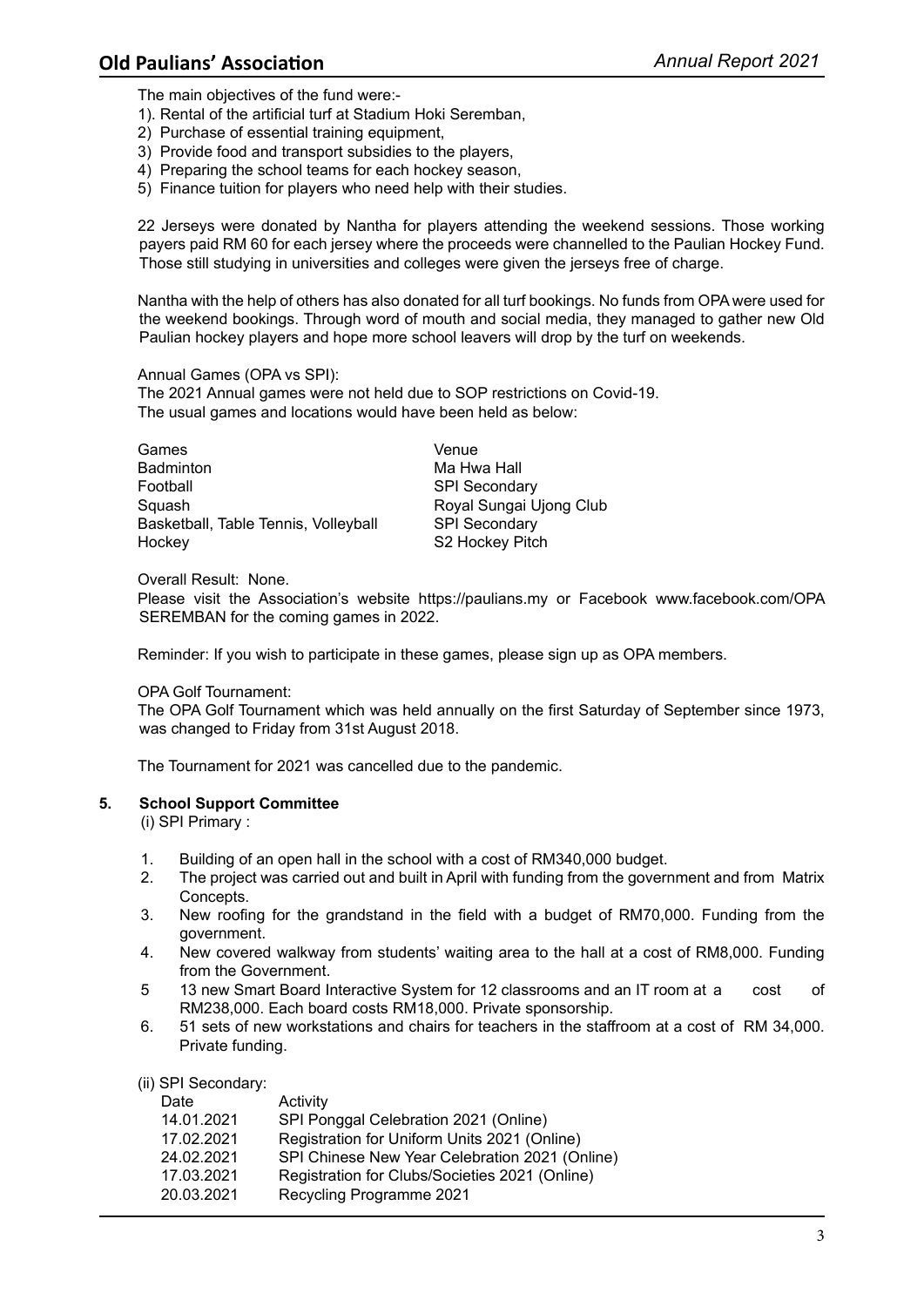The main objectives of the fund were:-

1). Rental of the artificial turf at Stadium Hoki Seremban,
2) Purchase of essential training equipment,
3) Provide food and transport subsidies to the players,
4) Preparing the school teams for each hockey season,
5) Finance tuition for players who need help with their studies.

22 Jerseys were donated by Nantha for players attending the weekend sessions. Those working payers paid RM 60 for each jersey where the proceeds were channelled to the Paulian Hockey Fund. Those still studying in universities and colleges were given the jerseys free of charge.

Nantha with the help of others has also donated for all turf bookings. No funds from OPA were used for the weekend bookings. Through word of mouth and social media, they managed to gather new Old Paulian hockey players and hope more school leavers will drop by the turf on weekends.

Annual Games (OPA vs SPI):
The 2021 Annual games were not held due to SOP restrictions on Covid-19.
The usual games and locations would have been held as below:

| Games | Venue |
| --- | --- |
| Badminton | Ma Hwa Hall |
| Football | SPI Secondary |
| Squash | Royal Sungai Ujong Club |
| Basketball, Table Tennis, Volleyball | SPI Secondary |
| Hockey | S2 Hockey Pitch |

Overall Result: None.
Please visit the Association's website https://paulians.my or Facebook www.facebook.com/OPA SEREMBAN for the coming games in 2022.

Reminder: If you wish to participate in these games, please sign up as OPA members.

OPA Golf Tournament:
The OPA Golf Tournament which was held annually on the first Saturday of September since 1973, was changed to Friday from 31st August 2018.

The Tournament for 2021 was cancelled due to the pandemic.

**5. School Support Committee**

(i) SPI Primary :

1. Building of an open hall in the school with a cost of RM340,000 budget.
2. The project was carried out and built in April with funding from the government and from Matrix Concepts.
3. New roofing for the grandstand in the field with a budget of RM70,000. Funding from the government.
4. New covered walkway from students' waiting area to the hall at a cost of RM8,000. Funding from the Government.
5. 13 new Smart Board Interactive System for 12 classrooms and an IT room at a cost of RM238,000. Each board costs RM18,000. Private sponsorship.
6. 51 sets of new workstations and chairs for teachers in the staffroom at a cost of RM 34,000. Private funding.

(ii) SPI Secondary:

| Date | Activity |
| --- | --- |
| 14.01.2021 | SPI Ponggal Celebration 2021 (Online) |
| 17.02.2021 | Registration for Uniform Units 2021 (Online) |
| 24.02.2021 | SPI Chinese New Year Celebration 2021 (Online) |
| 17.03.2021 | Registration for Clubs/Societies 2021 (Online) |
| 20.03.2021 | Recycling Programme 2021 |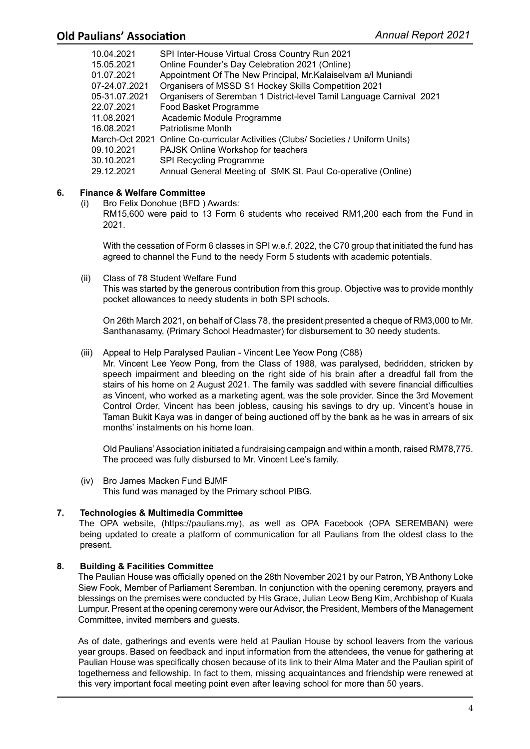| | |
|---|---|
| 10.04.2021 | SPI Inter-House Virtual Cross Country Run 2021 |
| 15.05.2021 | Online Founder's Day Celebration 2021 (Online) |
| 01.07.2021 | Appointment Of The New Principal, Mr.Kalaiselvam a/l Muniandi |
| 07-24.07.2021 | Organisers of MSSD S1 Hockey Skills Competition 2021 |
| 05-31.07.2021 | Organisers of Seremban 1 District-level Tamil Language Carnival 2021 |
| 22.07.2021 | Food Basket Programme |
| 11.08.2021 | Academic Module Programme |
| 16.08.2021 | Patriotisme Month |
| March-Oct 2021 | Online Co-curricular Activities (Clubs/ Societies / Uniform Units) |
| 09.10.2021 | PAJSK Online Workshop for teachers |
| 30.10.2021 | SPI Recycling Programme |
| 29.12.2021 | Annual General Meeting of SMK St. Paul Co-operative (Online) |

## 6. Finance & Welfare Committee

(i) Bro Felix Donohue (BFD ) Awards:

RM15,600 were paid to 13 Form 6 students who received RM1,200 each from the Fund in 2021.

With the cessation of Form 6 classes in SPI w.e.f. 2022, the C70 group that initiated the fund has agreed to channel the Fund to the needy Form 5 students with academic potentials.

(ii) Class of 78 Student Welfare Fund

This was started by the generous contribution from this group. Objective was to provide monthly pocket allowances to needy students in both SPI schools.

On 26th March 2021, on behalf of Class 78, the president presented a cheque of RM3,000 to Mr. Santhanasamy, (Primary School Headmaster) for disbursement to 30 needy students.

(iii) Appeal to Help Paralysed Paulian - Vincent Lee Yeow Pong (C88)

Mr. Vincent Lee Yeow Pong, from the Class of 1988, was paralysed, bedridden, stricken by speech impairment and bleeding on the right side of his brain after a dreadful fall from the stairs of his home on 2 August 2021. The family was saddled with severe financial difficulties as Vincent, who worked as a marketing agent, was the sole provider. Since the 3rd Movement Control Order, Vincent has been jobless, causing his savings to dry up. Vincent's house in Taman Bukit Kaya was in danger of being auctioned off by the bank as he was in arrears of six months' instalments on his home loan.

Old Paulians' Association initiated a fundraising campaign and within a month, raised RM78,775. The proceed was fully disbursed to Mr. Vincent Lee's family.

(iv) Bro James Macken Fund BJMF

This fund was managed by the Primary school PIBG.

## 7. Technologies & Multimedia Committee

The OPA website, (https://paulians.my), as well as OPA Facebook (OPA SEREMBAN) were being updated to create a platform of communication for all Paulians from the oldest class to the present.

## 8. Building & Facilities Committee

The Paulian House was officially opened on the 28th November 2021 by our Patron, YB Anthony Loke Siew Fook, Member of Parliament Seremban. In conjunction with the opening ceremony, prayers and blessings on the premises were conducted by His Grace, Julian Leow Beng Kim, Archbishop of Kuala Lumpur. Present at the opening ceremony were our Advisor, the President, Members of the Management Committee, invited members and guests.

As of date, gatherings and events were held at Paulian House by school leavers from the various year groups. Based on feedback and input information from the attendees, the venue for gathering at Paulian House was specifically chosen because of its link to their Alma Mater and the Paulian spirit of togetherness and fellowship. In fact to them, missing acquaintances and friendship were renewed at this very important focal meeting point even after leaving school for more than 50 years.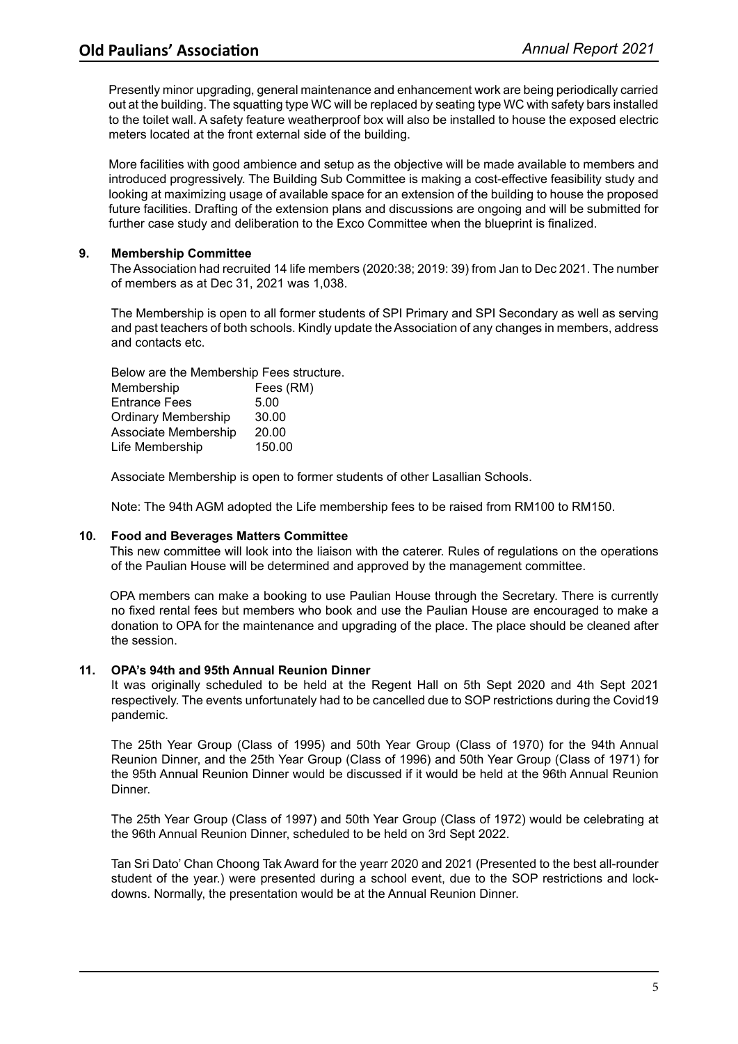Presently minor upgrading, general maintenance and enhancement work are being periodically carried out at the building. The squatting type WC will be replaced by seating type WC with safety bars installed to the toilet wall. A safety feature weatherproof box will also be installed to house the exposed electric meters located at the front external side of the building.

More facilities with good ambience and setup as the objective will be made available to members and introduced progressively. The Building Sub Committee is making a cost-effective feasibility study and looking at maximizing usage of available space for an extension of the building to house the proposed future facilities. Drafting of the extension plans and discussions are ongoing and will be submitted for further case study and deliberation to the Exco Committee when the blueprint is finalized.

### 9. Membership Committee

The Association had recruited 14 life members (2020:38; 2019: 39) from Jan to Dec 2021. The number of members as at Dec 31, 2021 was 1,038.

The Membership is open to all former students of SPI Primary and SPI Secondary as well as serving and past teachers of both schools. Kindly update the Association of any changes in members, address and contacts etc.

Below are the Membership Fees structure.

| Membership | Fees (RM) |
| --- | --- |
| Entrance Fees | 5.00 |
| Ordinary Membership | 30.00 |
| Associate Membership | 20.00 |
| Life Membership | 150.00 |

Associate Membership is open to former students of other Lasallian Schools.

Note: The 94th AGM adopted the Life membership fees to be raised from RM100 to RM150.

### 10. Food and Beverages Matters Committee

This new committee will look into the liaison with the caterer. Rules of regulations on the operations of the Paulian House will be determined and approved by the management committee.

OPA members can make a booking to use Paulian House through the Secretary. There is currently no fixed rental fees but members who book and use the Paulian House are encouraged to make a donation to OPA for the maintenance and upgrading of the place. The place should be cleaned after the session.

### 11. OPA's 94th and 95th Annual Reunion Dinner

It was originally scheduled to be held at the Regent Hall on 5th Sept 2020 and 4th Sept 2021 respectively. The events unfortunately had to be cancelled due to SOP restrictions during the Covid19 pandemic.

The 25th Year Group (Class of 1995) and 50th Year Group (Class of 1970) for the 94th Annual Reunion Dinner, and the 25th Year Group (Class of 1996) and 50th Year Group (Class of 1971) for the 95th Annual Reunion Dinner would be discussed if it would be held at the 96th Annual Reunion Dinner.

The 25th Year Group (Class of 1997) and 50th Year Group (Class of 1972) would be celebrating at the 96th Annual Reunion Dinner, scheduled to be held on 3rd Sept 2022.

Tan Sri Dato' Chan Choong Tak Award for the yearr 2020 and 2021 (Presented to the best all-rounder student of the year.) were presented during a school event, due to the SOP restrictions and lock-downs. Normally, the presentation would be at the Annual Reunion Dinner.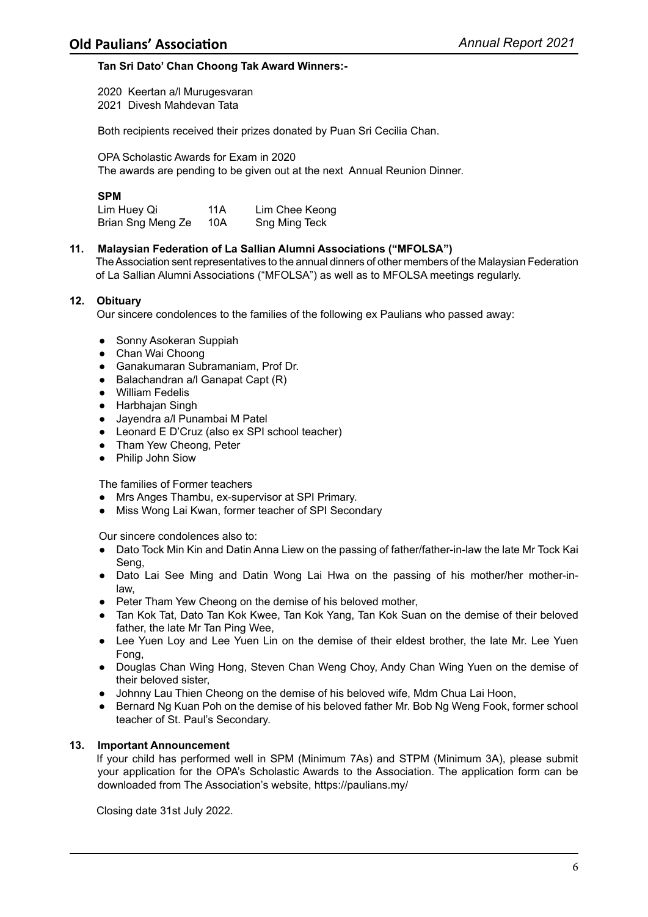**Tan Sri Dato' Chan Choong Tak Award Winners:-**

2020 Keertan a/l Murugesvaran
2021 Divesh Mahdevan Tata

Both recipients received their prizes donated by Puan Sri Cecilia Chan.

OPA Scholastic Awards for Exam in 2020
The awards are pending to be given out at the next Annual Reunion Dinner.

**SPM**

| | | |
|---|---|---|
| Lim Huey Qi | 11A | Lim Chee Keong |
| Brian Sng Meng Ze | 10A | Sng Ming Teck |

### 11. Malaysian Federation of La Sallian Alumni Associations ("MFOLSA")

The Association sent representatives to the annual dinners of other members of the Malaysian Federation of La Sallian Alumni Associations ("MFOLSA") as well as to MFOLSA meetings regularly.

### 12. Obituary

Our sincere condolences to the families of the following ex Paulians who passed away:

- Sonny Asokeran Suppiah
- Chan Wai Choong
- Ganakumaran Subramaniam, Prof Dr.
- Balachandran a/l Ganapat Capt (R)
- William Fedelis
- Harbhajan Singh
- Jayendra a/l Punambai M Patel
- Leonard E D'Cruz (also ex SPI school teacher)
- Tham Yew Cheong, Peter
- Philip John Siow

The families of Former teachers

- Mrs Anges Thambu, ex-supervisor at SPI Primary.
- Miss Wong Lai Kwan, former teacher of SPI Secondary

Our sincere condolences also to:

- Dato Tock Min Kin and Datin Anna Liew on the passing of father/father-in-law the late Mr Tock Kai Seng,
- Dato Lai See Ming and Datin Wong Lai Hwa on the passing of his mother/her mother-in-law,
- Peter Tham Yew Cheong on the demise of his beloved mother,
- Tan Kok Tat, Dato Tan Kok Kwee, Tan Kok Yang, Tan Kok Suan on the demise of their beloved father, the late Mr Tan Ping Wee,
- Lee Yuen Loy and Lee Yuen Lin on the demise of their eldest brother, the late Mr. Lee Yuen Fong,
- Douglas Chan Wing Hong, Steven Chan Weng Choy, Andy Chan Wing Yuen on the demise of their beloved sister,
- Johnny Lau Thien Cheong on the demise of his beloved wife, Mdm Chua Lai Hoon,
- Bernard Ng Kuan Poh on the demise of his beloved father Mr. Bob Ng Weng Fook, former school teacher of St. Paul's Secondary.

### 13. Important Announcement

If your child has performed well in SPM (Minimum 7As) and STPM (Minimum 3A), please submit your application for the OPA's Scholastic Awards to the Association. The application form can be downloaded from The Association's website, https://paulians.my/

Closing date 31st July 2022.